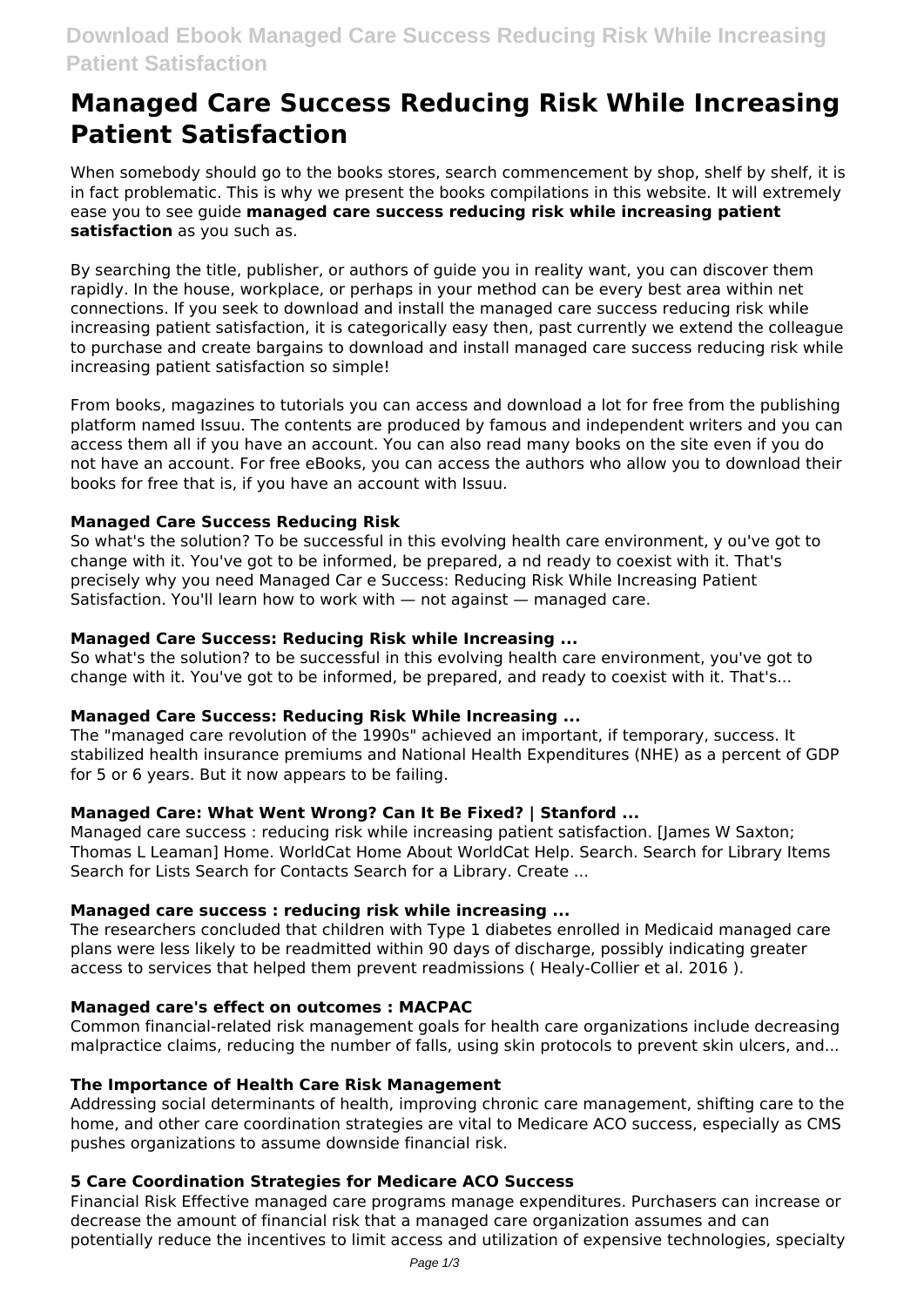# Managed Care Success Reducing Risk While Increasing Patient Satisfaction

When somebody should go to the books stores, search commencement by shop, shelf by shelf, it is in fact problematic. This is why we present the books compilations in this website. It will extremely ease you to see guide **managed care success reducing risk while increasing patient satisfaction** as you such as.

By searching the title, publisher, or authors of guide you in reality want, you can discover them rapidly. In the house, workplace, or perhaps in your method can be every best area within net connections. If you seek to download and install the managed care success reducing risk while increasing patient satisfaction, it is categorically easy then, past currently we extend the colleague to purchase and create bargains to download and install managed care success reducing risk while increasing patient satisfaction so simple!

From books, magazines to tutorials you can access and download a lot for free from the publishing platform named Issuu. The contents are produced by famous and independent writers and you can access them all if you have an account. You can also read many books on the site even if you do not have an account. For free eBooks, you can access the authors who allow you to download their books for free that is, if you have an account with Issuu.

### Managed Care Success Reducing Risk

So what's the solution? To be successful in this evolving health care environment, y ou've got to change with it. You've got to be informed, be prepared, a nd ready to coexist with it. That's precisely why you need Managed Car e Success: Reducing Risk While Increasing Patient Satisfaction. You'll learn how to work with — not against — managed care.

### Managed Care Success: Reducing Risk while Increasing ...

So what's the solution? to be successful in this evolving health care environment, you've got to change with it. You've got to be informed, be prepared, and ready to coexist with it. That's...

### Managed Care Success: Reducing Risk While Increasing ...

The "managed care revolution of the 1990s" achieved an important, if temporary, success. It stabilized health insurance premiums and National Health Expenditures (NHE) as a percent of GDP for 5 or 6 years. But it now appears to be failing.

### Managed Care: What Went Wrong? Can It Be Fixed? | Stanford ...

Managed care success : reducing risk while increasing patient satisfaction. [James W Saxton; Thomas L Leaman] Home. WorldCat Home About WorldCat Help. Search. Search for Library Items Search for Lists Search for Contacts Search for a Library. Create ...

### Managed care success : reducing risk while increasing ...

The researchers concluded that children with Type 1 diabetes enrolled in Medicaid managed care plans were less likely to be readmitted within 90 days of discharge, possibly indicating greater access to services that helped them prevent readmissions ( Healy-Collier et al. 2016 ).

### Managed care's effect on outcomes : MACPAC

Common financial-related risk management goals for health care organizations include decreasing malpractice claims, reducing the number of falls, using skin protocols to prevent skin ulcers, and...

### The Importance of Health Care Risk Management

Addressing social determinants of health, improving chronic care management, shifting care to the home, and other care coordination strategies are vital to Medicare ACO success, especially as CMS pushes organizations to assume downside financial risk.

### 5 Care Coordination Strategies for Medicare ACO Success

Financial Risk Effective managed care programs manage expenditures. Purchasers can increase or decrease the amount of financial risk that a managed care organization assumes and can potentially reduce the incentives to limit access and utilization of expensive technologies, specialty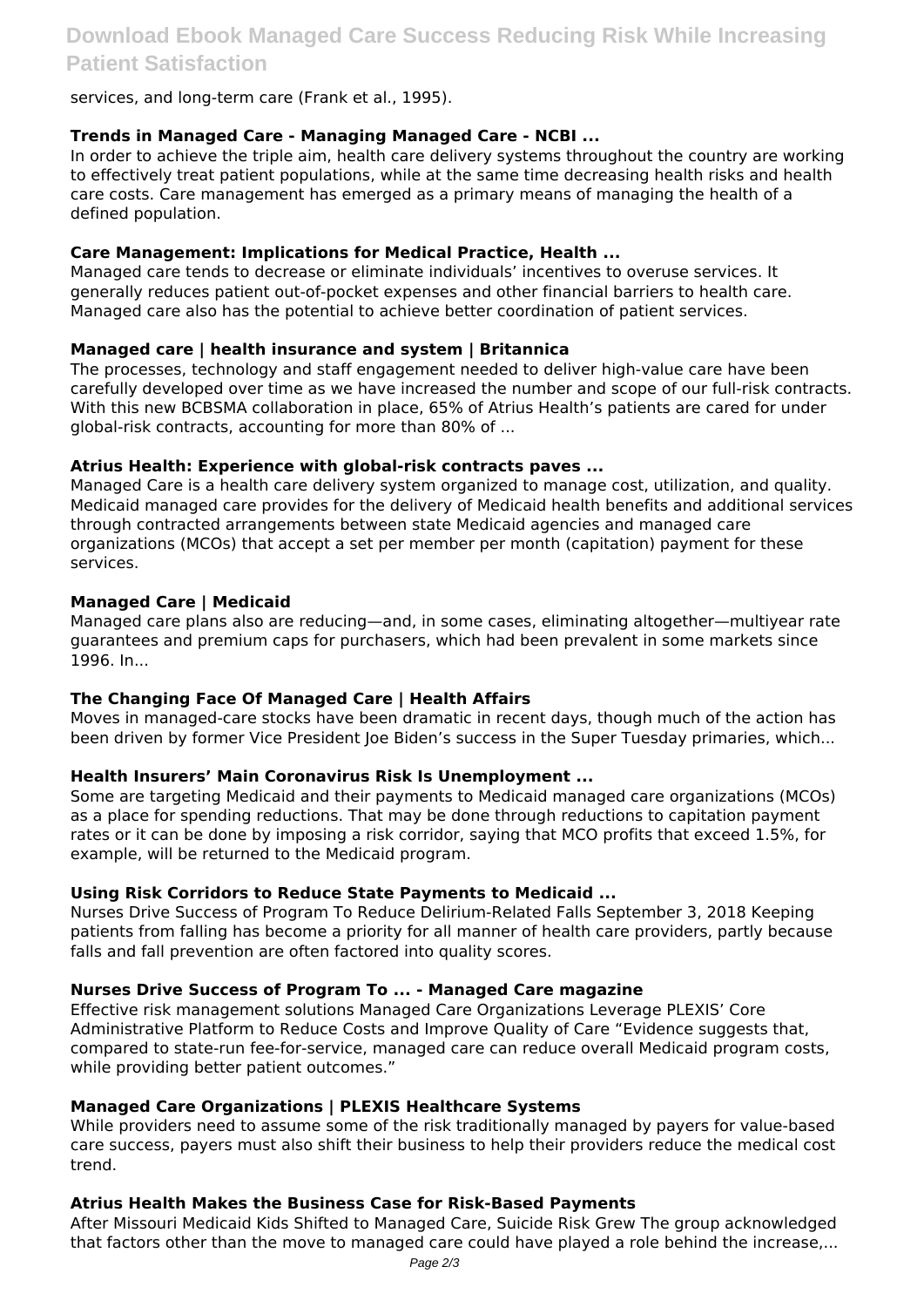services, and long-term care (Frank et al., 1995).

### Trends in Managed Care - Managing Managed Care - NCBI ...

In order to achieve the triple aim, health care delivery systems throughout the country are working to effectively treat patient populations, while at the same time decreasing health risks and health care costs. Care management has emerged as a primary means of managing the health of a defined population.

### Care Management: Implications for Medical Practice, Health ...

Managed care tends to decrease or eliminate individuals' incentives to overuse services. It generally reduces patient out-of-pocket expenses and other financial barriers to health care. Managed care also has the potential to achieve better coordination of patient services.

### Managed care | health insurance and system | Britannica

The processes, technology and staff engagement needed to deliver high-value care have been carefully developed over time as we have increased the number and scope of our full-risk contracts. With this new BCBSMA collaboration in place, 65% of Atrius Health's patients are cared for under global-risk contracts, accounting for more than 80% of ...

### Atrius Health: Experience with global-risk contracts paves ...

Managed Care is a health care delivery system organized to manage cost, utilization, and quality. Medicaid managed care provides for the delivery of Medicaid health benefits and additional services through contracted arrangements between state Medicaid agencies and managed care organizations (MCOs) that accept a set per member per month (capitation) payment for these services.

### Managed Care | Medicaid

Managed care plans also are reducing—and, in some cases, eliminating altogether—multiyear rate guarantees and premium caps for purchasers, which had been prevalent in some markets since 1996. In...

### The Changing Face Of Managed Care | Health Affairs

Moves in managed-care stocks have been dramatic in recent days, though much of the action has been driven by former Vice President Joe Biden's success in the Super Tuesday primaries, which...

### Health Insurers' Main Coronavirus Risk Is Unemployment ...

Some are targeting Medicaid and their payments to Medicaid managed care organizations (MCOs) as a place for spending reductions. That may be done through reductions to capitation payment rates or it can be done by imposing a risk corridor, saying that MCO profits that exceed 1.5%, for example, will be returned to the Medicaid program.

### Using Risk Corridors to Reduce State Payments to Medicaid ...

Nurses Drive Success of Program To Reduce Delirium-Related Falls September 3, 2018 Keeping patients from falling has become a priority for all manner of health care providers, partly because falls and fall prevention are often factored into quality scores.

### Nurses Drive Success of Program To ... - Managed Care magazine

Effective risk management solutions Managed Care Organizations Leverage PLEXIS' Core Administrative Platform to Reduce Costs and Improve Quality of Care "Evidence suggests that, compared to state-run fee-for-service, managed care can reduce overall Medicaid program costs, while providing better patient outcomes."

### Managed Care Organizations | PLEXIS Healthcare Systems

While providers need to assume some of the risk traditionally managed by payers for value-based care success, payers must also shift their business to help their providers reduce the medical cost trend.

### Atrius Health Makes the Business Case for Risk-Based Payments

After Missouri Medicaid Kids Shifted to Managed Care, Suicide Risk Grew The group acknowledged that factors other than the move to managed care could have played a role behind the increase,...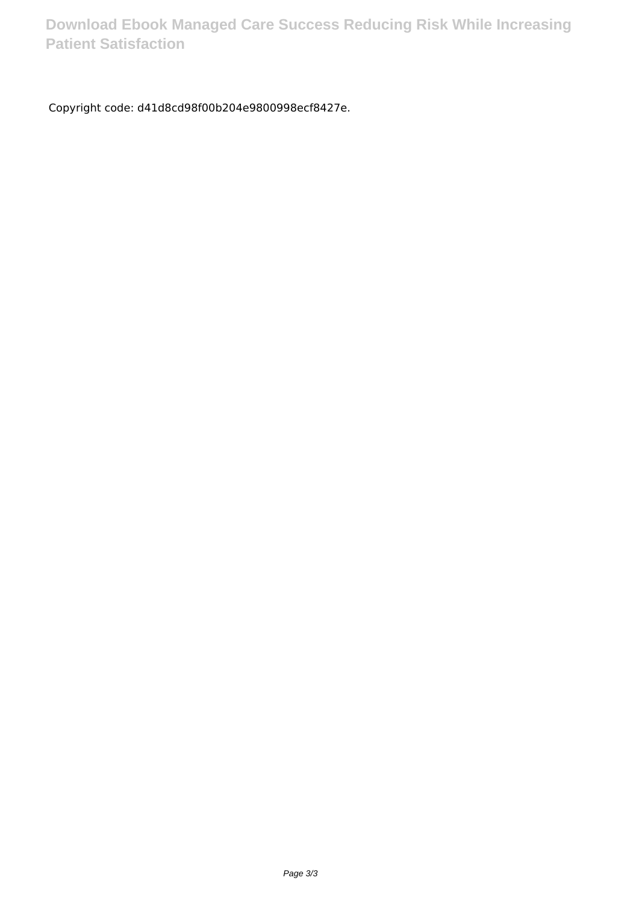Copyright code: d41d8cd98f00b204e9800998ecf8427e.